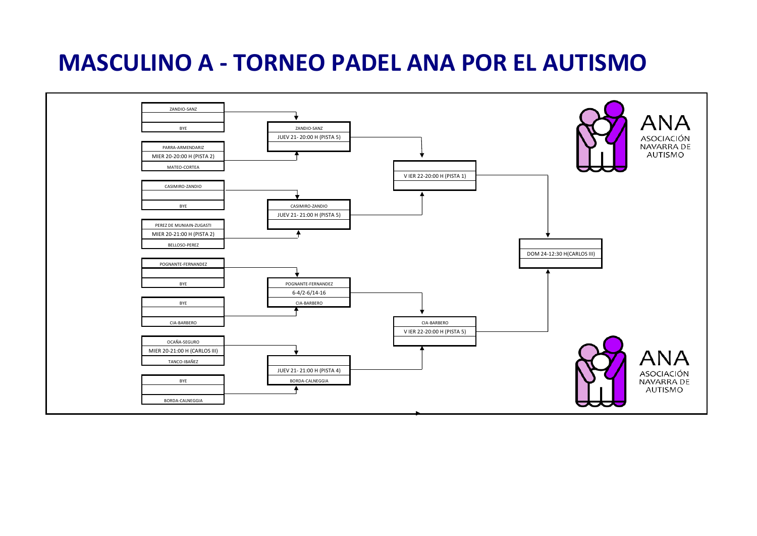# MASCULINO A - TORNEO PADEL ANA POR EL AUTISMO

**Primera ronda**

| Partido | Pareja 1 | Horario / Resultado | Pareja 2 |
|---|---|---|---|
| 1 | ZANDIO-SANZ | | BYE |
| 2 | PARRA-ARMENDARIZ | MIER 20-20:00 H (PISTA 2) | MATEO-CORTEA |
| 3 | CASIMIRO-ZANDIO | | BYE |
| 4 | PEREZ DE MUNIAIN-ZUGASTI | MIER 20-21:00 H (PISTA 2) | BELLOSO-PEREZ |
| 5 | POGNANTE-FERNANDEZ | | BYE |
| 6 | BYE | | CIA-BARBERO |
| 7 | OCAÑA-SEGURO | MIER 20-21:00 H (CARLOS III) | TANCO-IBAÑEZ |
| 8 | BYE | | BORDA-CALNEGGIA |

**Cuartos de final**

| Pareja 1 | Horario / Resultado | Pareja 2 |
|---|---|---|
| ZANDIO-SANZ | JUEV 21- 20:00 H (PISTA 5) | |
| CASIMIRO-ZANDIO | JUEV 21- 21:00 H (PISTA 5) | |
| POGNANTE-FERNANDEZ | 6-4/2-6/14-16 | CIA-BARBERO |
| | JUEV 21- 21:00 H (PISTA 4) | BORDA-CALNEGGIA |

**Semifinales**

| Pareja 1 | Horario | Pareja 2 |
|---|---|---|
| | V IER 22-20:00 H (PISTA 1) | |
| CIA-BARBERO | V IER 22-20:00 H (PISTA 5) | |

**Final**

| Pareja 1 | Horario | Pareja 2 |
|---|---|---|
| | DOM 24-12:30 H(CARLOS III) | |

ANA
ASOCIACIÓN NAVARRA DE AUTISMO

ANA
ASOCIACIÓN NAVARRA DE AUTISMO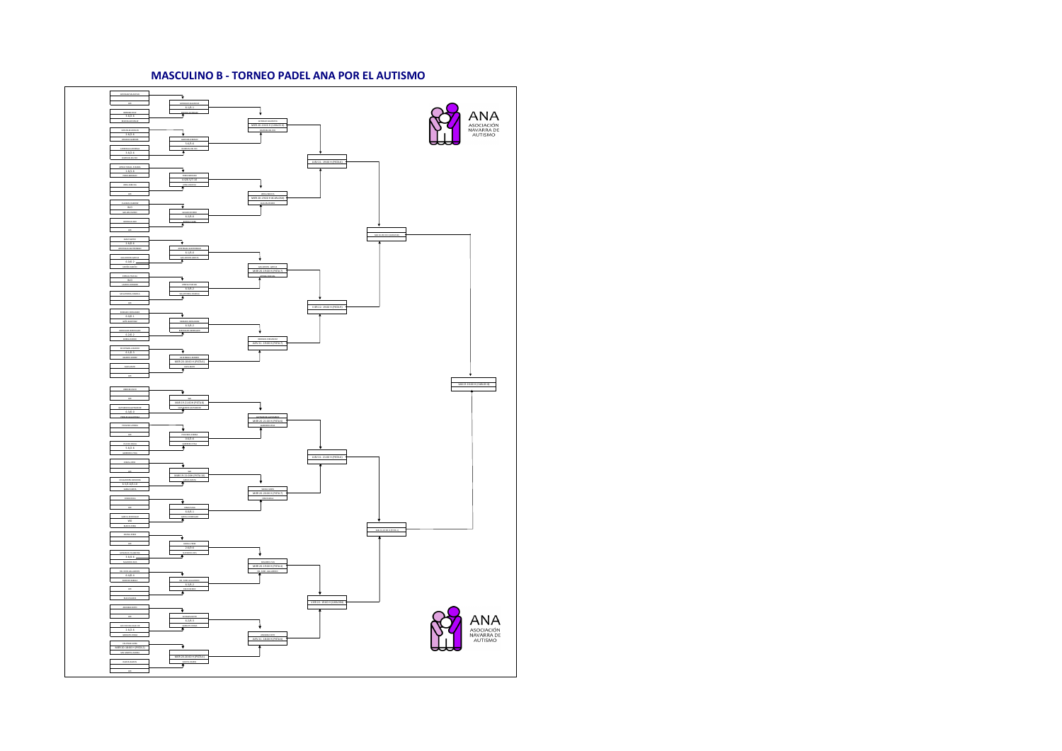# MASCULINO B - TORNEO PADEL ANA POR EL AUTISMO

ANA
ASOCIACIÓN
NAVARRA DE
AUTISMO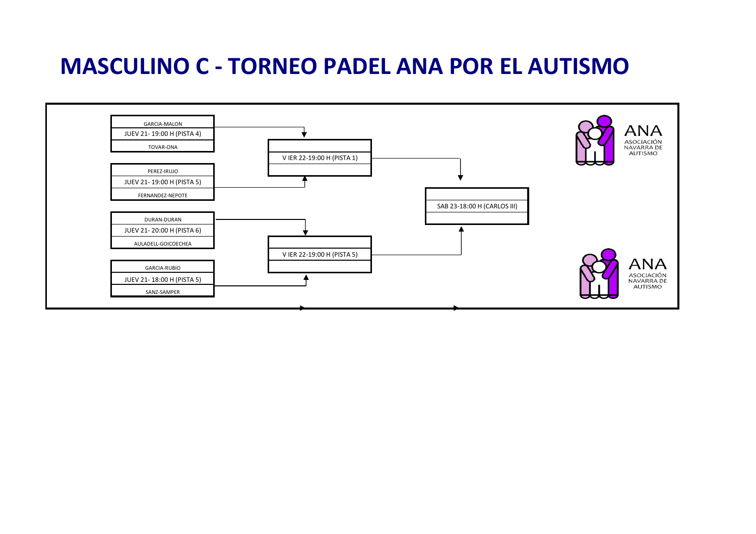# MASCULINO C - TORNEO PADEL ANA POR EL AUTISMO

| Primera ronda | Semifinales | Final |
| --- | --- | --- |
| GARCIA-MALON<br>JUEV 21- 19:00 H (PISTA 4)<br>TOVAR-ONA | V IER 22-19:00 H (PISTA 1) | SAB 23-18:00 H (CARLOS III) |
| PEREZ-IRUJO<br>JUEV 21- 19:00 H (PISTA 5)<br>FERNANDEZ-NEPOTE | | |
| DURAN-DURAN<br>JUEV 21- 20:00 H (PISTA 6)<br>AULADELL-GOICOECHEA | V IER 22-19:00 H (PISTA 5) | |
| GARCIA-RUBIO<br>JUEV 21- 18:00 H (PISTA 5)<br>SANZ-SAMPER | | |

ANA ASOCIACIÓN NAVARRA DE AUTISMO

ANA ASOCIACIÓN NAVARRA DE AUTISMO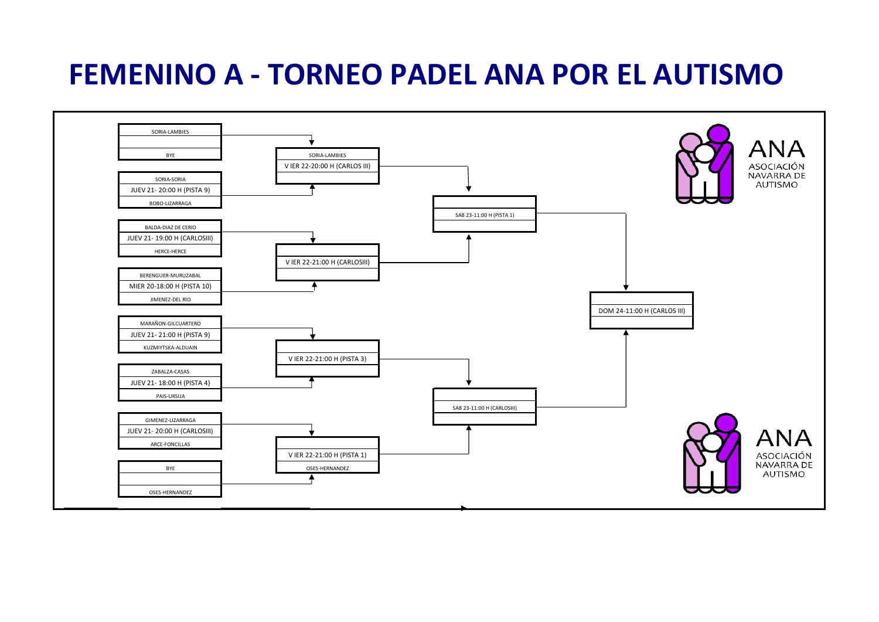# FEMENINO A - TORNEO PADEL ANA POR EL AUTISMO

**Primera ronda**

| Pareja 1 | Horario | Pareja 2 |
|---|---|---|
| SORIA-LAMBIES | | BYE |
| SORIA-SORIA | JUEV 21- 20:00 H (PISTA 9) | BOBO-LIZARRAGA |
| BALDA-DIAZ DE CERIO | JUEV 21- 19:00 H (CARLOSIII) | HERCE-HERCE |
| BERENGUER-MURUZABAL | MIER 20-18:00 H (PISTA 10) | JIMENEZ-DEL RIO |
| MARAÑON-GILCUARTERO | JUEV 21- 21:00 H (PISTA 9) | KUZMIYTSKA-ALDUAIN |
| ZABALZA-CASAS | JUEV 21- 18:00 H (PISTA 4) | PAIS-URSUA |
| GIMENEZ-LIZARRAGA | JUEV 21- 20:00 H (CARLOSIII) | ARCE-FONCILLAS |
| BYE | | OSES-HERNANDEZ |

**Cuartos de final**

| Pareja 1 | Horario | Pareja 2 |
|---|---|---|
| SORIA-LAMBIES | V IER 22-20:00 H (CARLOS III) | |
| | V IER 22-21:00 H (CARLOSIII) | |
| | V IER 22-21:00 H (PISTA 3) | |
| | V IER 22-21:00 H (PISTA 1) | OSES-HERNANDEZ |

**Semifinales**

| Pareja 1 | Horario | Pareja 2 |
|---|---|---|
| | SAB 23-11:00 H (PISTA 1) | |
| | SAB 23-11:00 H (CARLOSIII) | |

**Final**

| Pareja 1 | Horario | Pareja 2 |
|---|---|---|
| | DOM 24-11:00 H (CARLOS III) | |

ANA ASOCIACIÓN NAVARRA DE AUTISMO

ANA ASOCIACIÓN NAVARRA DE AUTISMO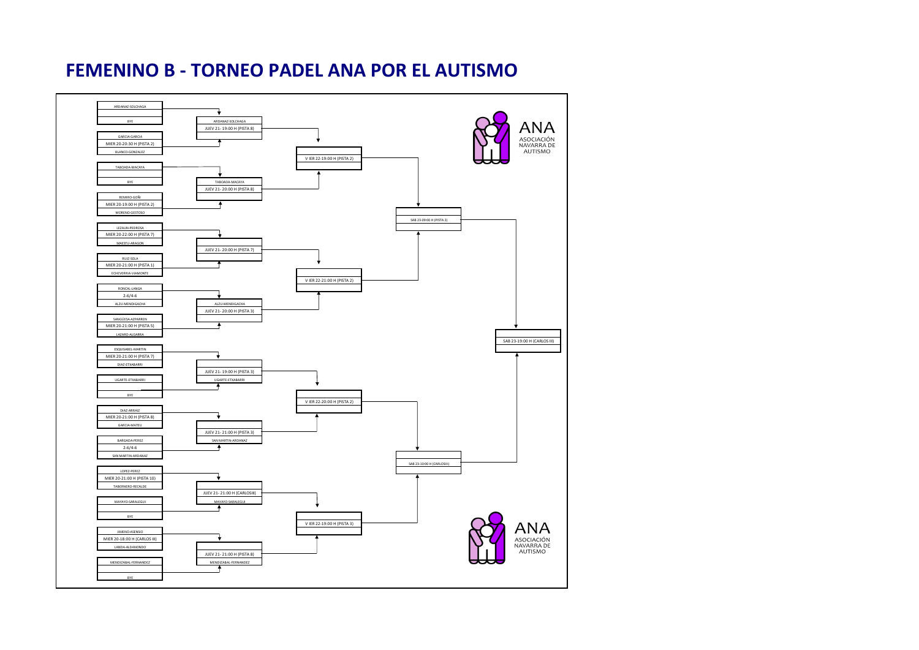# FEMENINO B - TORNEO PADEL ANA POR EL AUTISMO

ANA
ASOCIACIÓN NAVARRA DE AUTISMO

**Primera ronda**

| Pareja 1 | Resultado / Horario | Pareja 2 |
|---|---|---|
| ARDANAZ-SOLCHAGA | | BYE |
| GARCIA-GARCIA | MIER 20-20:30 H (PISTA 2) | BLANCO-GONZALEZ |
| TABOADA-MACAYA | | BYE |
| REMIRO-GOÑI | MIER 20-19:00 H (PISTA 2) | MORENO-GESTOSO |
| LEZAUN-PEDROSA | MIER 20-22:00 H (PISTA 7) | MAESTU-ARAGON |
| RUIZ-SOLA | MIER 20-21:00 H (PISTA 1) | ECHEVERRIA-VIAMONTE |
| RONCAL-LANGA | 2-6/4-6 | ALZU-MENDIGACHA |
| SANGÜESA-AZPARREN | MIER 20-21:00 H (PISTA 5) | LAZARO-ALGARRA |
| ESQUISABEL-MARTIN | MIER 20-21:00 H (PISTA 7) | DIAZ-ETXABARRI |
| UGARTE-ETXABARRI | | BYE |
| DIAZ-ARRAIZ | MIER 20-21:00 H (PISTA 8) | GARCIA-MATEU |
| BARGADA-PEREZ | 2-6/4-6 | SAN MARTIN-ARDANAZ |
| LOPEZ-PEREZ | MIER 20-21:00 H (PISTA 10) | TABERNERO-RECALDE |
| MAYAYO-SARALEGUI | | BYE |
| JIMENO-ASENSIO | MIER 20-18:00 H (CARLOS III) | LANDA-ALDANONDO |
| MENDIZABAL-FERNANDEZ | | BYE |

**Segunda ronda**

| Pareja 1 | Horario | Pareja 2 |
|---|---|---|
| ARDANAZ-SOLCHAGA | JUEV 21- 19:00 H (PISTA 8) | |
| TABOADA-MACAYA | JUEV 21- 20:00 H (PISTA 8) | |
| | JUEV 21- 20:00 H (PISTA 7) | |
| ALZU-MENDIGACHA | JUEV 21- 20:00 H (PISTA 3) | |
| | JUEV 21- 19:00 H (PISTA 3) | UGARTE-ETXABARRI |
| | JUEV 21- 21:00 H (PISTA 3) | SAN MARTIN-ARDANAZ |
| | JUEV 21- 21:00 H (CARLOSIII) | MAYAYO-SARALEGUI |
| | JUEV 21- 21:00 H (PISTA 8) | MENDIZABAL-FERNANDEZ |

**Cuartos de final**

- VIER 22-19:00 H (PISTA 2)
- VIER 22-21:00 H (PISTA 2)
- VIER 22-20:00 H (PISTA 2)
- VIER 22-19:00 H (PISTA 3)

**Semifinales**

- SAB 23-09:00 H (PISTA 2)
- SAB 23-10:00 H (CARLOSIII)

**Final**

- SAB 23-19:00 H (CARLOS III)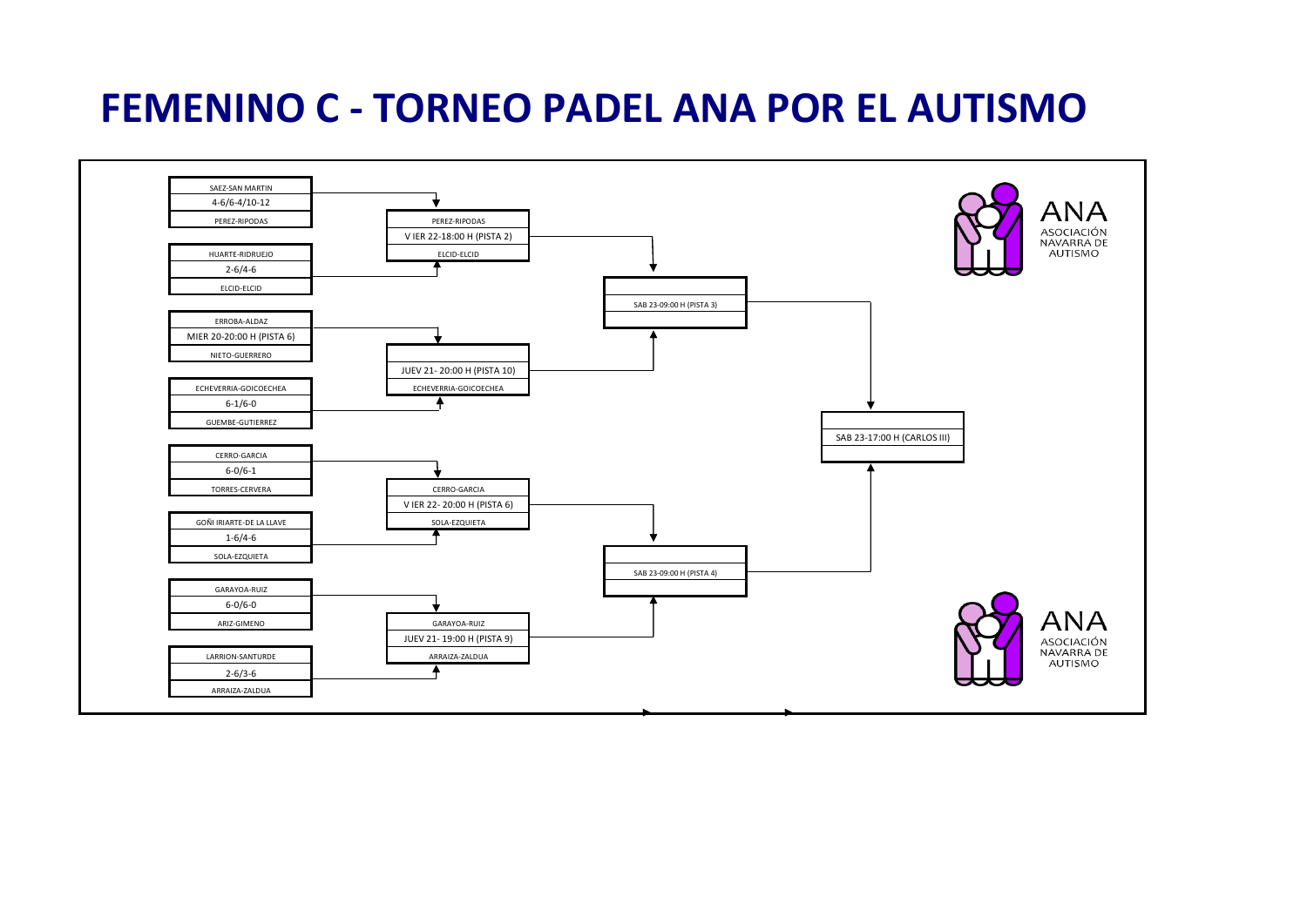# FEMENINO C - TORNEO PADEL ANA POR EL AUTISMO

ANA
ASOCIACIÓN NAVARRA DE AUTISMO

| Primera ronda | Cuartos | Semifinal | Final |
|---|---|---|---|
| SAEZ-SAN MARTIN / 4-6/6-4/10-12 / PEREZ-RIPODAS | PEREZ-RIPODAS / V IER 22-18:00 H (PISTA 2) / ELCID-ELCID | SAB 23-09:00 H (PISTA 3) | SAB 23-17:00 H (CARLOS III) |
| HUARTE-RIDRUEJO / 2-6/4-6 / ELCID-ELCID | | | |
| ERROBA-ALDAZ / MIER 20-20:00 H (PISTA 6) / NIETO-GUERRERO | JUEV 21- 20:00 H (PISTA 10) / ECHEVERRIA-GOICOECHEA | | |
| ECHEVERRIA-GOICOECHEA / 6-1/6-0 / GUEMBE-GUTIERREZ | | | |
| CERRO-GARCIA / 6-0/6-1 / TORRES-CERVERA | CERRO-GARCIA / V IER 22- 20:00 H (PISTA 6) / SOLA-EZQUIETA | SAB 23-09:00 H (PISTA 4) | |
| GOÑI IRIARTE-DE LA LLAVE / 1-6/4-6 / SOLA-EZQUIETA | | | |
| GARAYOA-RUIZ / 6-0/6-0 / ARIZ-GIMENO | GARAYOA-RUIZ / JUEV 21- 19:00 H (PISTA 9) / ARRAIZA-ZALDUA | | |
| LARRION-SANTURDE / 2-6/3-6 / ARRAIZA-ZALDUA | | | |

ANA
ASOCIACIÓN NAVARRA DE AUTISMO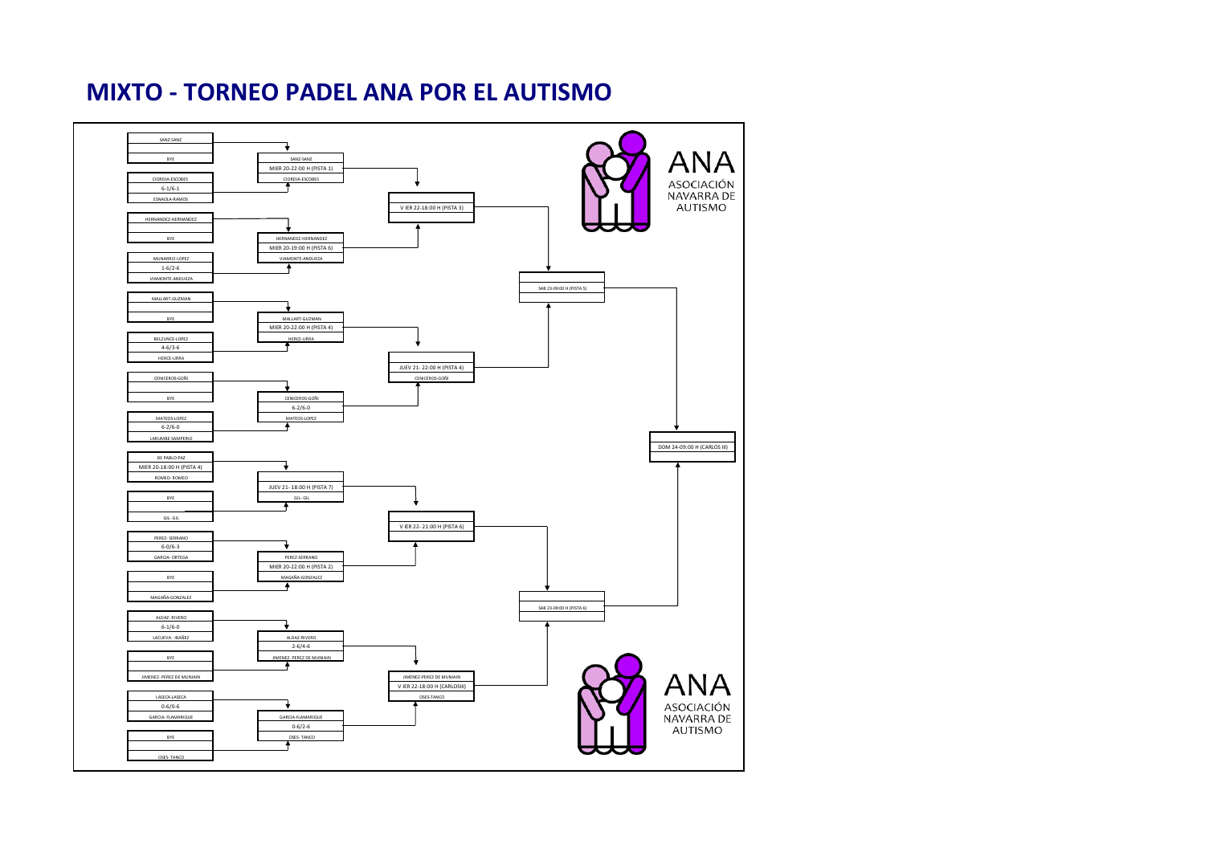# MIXTO - TORNEO PADEL ANA POR EL AUTISMO

**Primera ronda**

| Pareja 1 | Resultado / Horario | Pareja 2 |
| --- | --- | --- |
| SANZ-SANZ | | BYE |
| CIORDIA-ESCOBES | 6-1/6-1 | ESNAOLA-RAMOS |
| HERNANDEZ-HERNANDEZ | | BYE |
| MUNARRIZ-LOPEZ | 1-6/2-6 | VIAMONTE-ANDUEZA |
| MALLART-GUZMAN | | BYE |
| BELZUNCE-LOPEZ | 4-6/3-6 | HERCE-URRA |
| CENICEROS-GOÑI | | BYE |
| MATEOS-LOPEZ | 6-2/6-0 | LARUMBE-SAMPERIO |
| DE PABLO-PAZ | MIER 20-18:00 H (PISTA 4) | ROMEO- ROMEO |
| BYE | | GIL- GIL |
| PEREZ- SERRANO | 6-0/6-3 | GARCIA- ORTEGA |
| BYE | | MAGAÑA-GONZALEZ |
| ALDAZ- RIVERO | 6-1/6-0 | LACUEVA- IBAÑEZ |
| BYE | | JIMENEZ- PEREZ DE MUNIAIN |
| LASECA-LASECA | 0-6/0-6 | GARCIA- FLAMARIQUE |
| BYE | | OSES- TANCO |

**Segunda ronda**

| Pareja 1 | Resultado / Horario | Pareja 2 |
| --- | --- | --- |
| SANZ-SANZ | MIER 20-22:00 H (PISTA 1) | CIORDIA-ESCOBES |
| HERNANDEZ-HERNANDEZ | MIER 20-19:00 H (PISTA 6) | VIAMONTE-ANDUEZA |
| MALLART-GUZMAN | MIER 20-22:00 H (PISTA 4) | HERCE-URRA |
| CENICEROS-GOÑI | 6-2/6-0 | MATEOS-LOPEZ |
| | JUEV 21- 18:00 H (PISTA 7) | GIL- GIL |
| PEREZ-SERRANO | MIER 20-22:00 H (PISTA 2) | MAGAÑA-GONZALEZ |
| ALDAZ-RIVERO | 2-6/4-6 | JIMENEZ- PEREZ DE MUNIAIN |
| GARCIA-FLAMARIQUE | 0-6/2-6 | OSES- TANCO |

**Cuartos de final**

| Pareja 1 | Horario | Pareja 2 |
| --- | --- | --- |
| | V IER 22-18:00 H (PISTA 3) | |
| | JUEV 21- 22:00 H (PISTA 4) | CENICEROS-GOÑI |
| | V IER 22- 21:00 H (PISTA 6) | |
| JIMENEZ-PEREZ DE MUNIAIN | V IER 22-18:00 H (CARLOSIII) | OSES-TANCO |

**Semifinales**

- SAB 23-09:00 H (PISTA 5)
- SAB 23-09:00 H (PISTA 6)

**Final**

- DOM 24-09:00 H (CARLOS III)

ANA
ASOCIACIÓN NAVARRA DE AUTISMO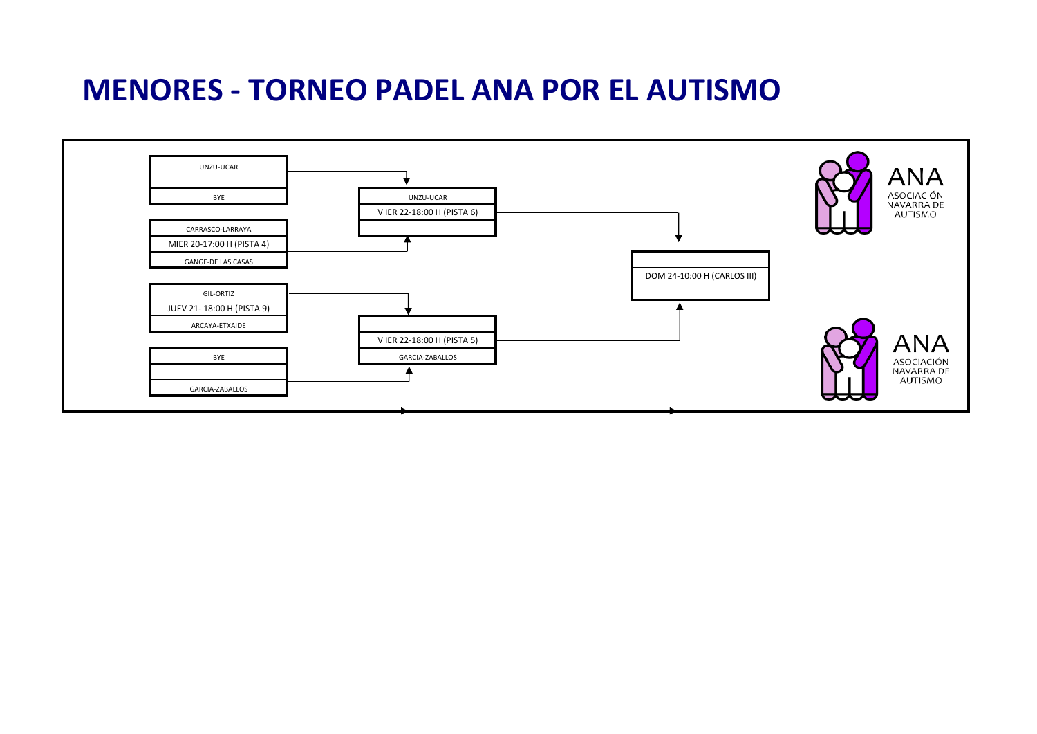# MENORES - TORNEO PADEL ANA POR EL AUTISMO

UNZU-UCAR

BYE

CARRASCO-LARRAYA

MIER 20-17:00 H (PISTA 4)

GANGE-DE LAS CASAS

GIL-ORTIZ

JUEV 21- 18:00 H (PISTA 9)

ARCAYA-ETXAIDE

BYE

GARCIA-ZABALLOS

UNZU-UCAR

V IER 22-18:00 H (PISTA 6)

V IER 22-18:00 H (PISTA 5)

GARCIA-ZABALLOS

DOM 24-10:00 H (CARLOS III)

ANA
ASOCIACIÓN
NAVARRA DE
AUTISMO

ANA
ASOCIACIÓN
NAVARRA DE
AUTISMO